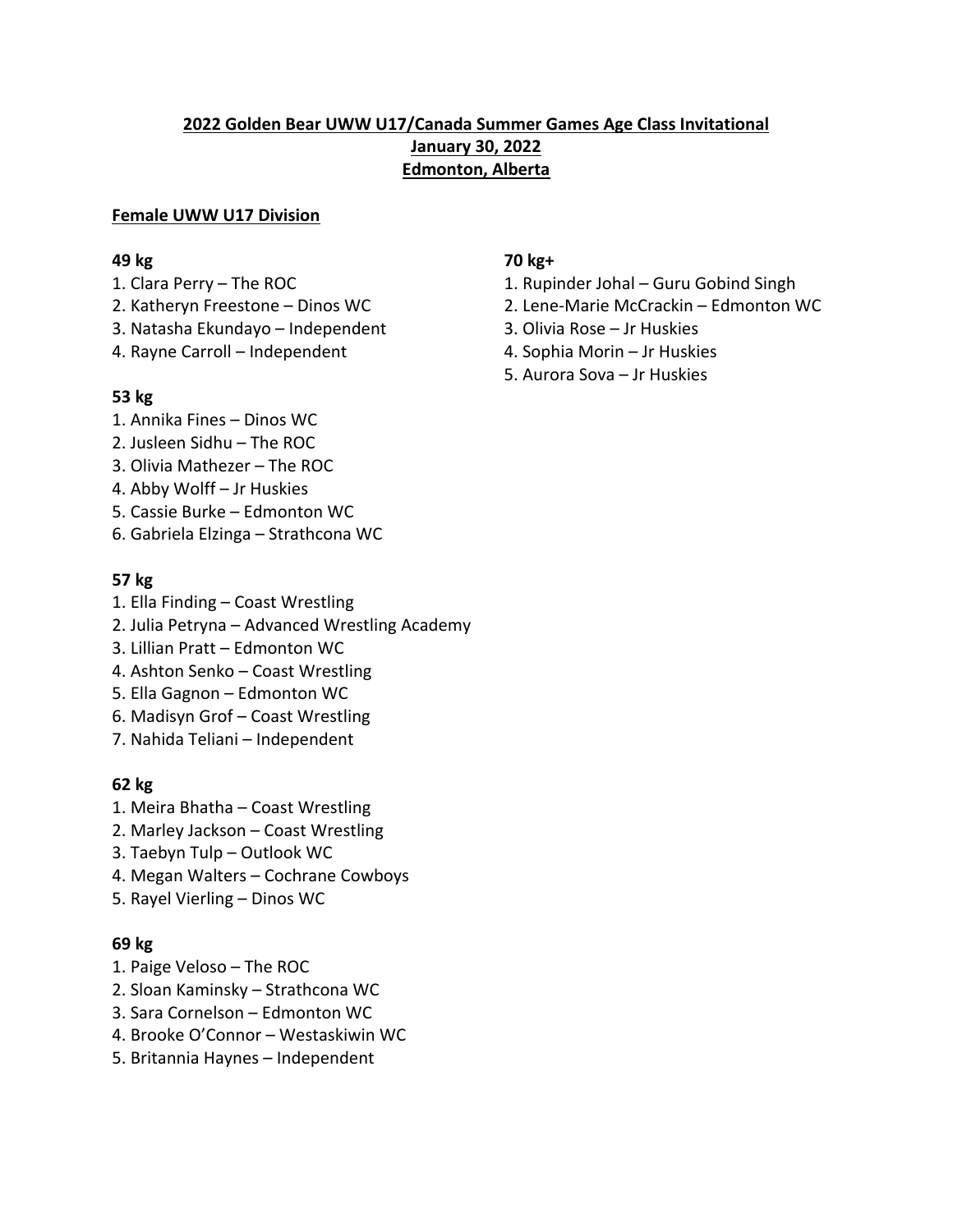# 2022 Golden Bear UWW U17/Canada Summer Games Age Class Invitational
## January 30, 2022
## Edmonton, Alberta

### Female UWW U17 Division

**49 kg**

1. Clara Perry – The ROC
2. Katheryn Freestone – Dinos WC
3. Natasha Ekundayo – Independent
4. Rayne Carroll – Independent

**53 kg**

1. Annika Fines – Dinos WC
2. Jusleen Sidhu – The ROC
3. Olivia Mathezer – The ROC
4. Abby Wolff – Jr Huskies
5. Cassie Burke – Edmonton WC
6. Gabriela Elzinga – Strathcona WC

**57 kg**

1. Ella Finding – Coast Wrestling
2. Julia Petryna – Advanced Wrestling Academy
3. Lillian Pratt – Edmonton WC
4. Ashton Senko – Coast Wrestling
5. Ella Gagnon – Edmonton WC
6. Madisyn Grof – Coast Wrestling
7. Nahida Teliani – Independent

**62 kg**

1. Meira Bhatha – Coast Wrestling
2. Marley Jackson – Coast Wrestling
3. Taebyn Tulp – Outlook WC
4. Megan Walters – Cochrane Cowboys
5. Rayel Vierling – Dinos WC

**69 kg**

1. Paige Veloso – The ROC
2. Sloan Kaminsky – Strathcona WC
3. Sara Cornelson – Edmonton WC
4. Brooke O'Connor – Westaskiwin WC
5. Britannia Haynes – Independent

**70 kg+**

1. Rupinder Johal – Guru Gobind Singh
2. Lene-Marie McCrackin – Edmonton WC
3. Olivia Rose – Jr Huskies
4. Sophia Morin – Jr Huskies
5. Aurora Sova – Jr Huskies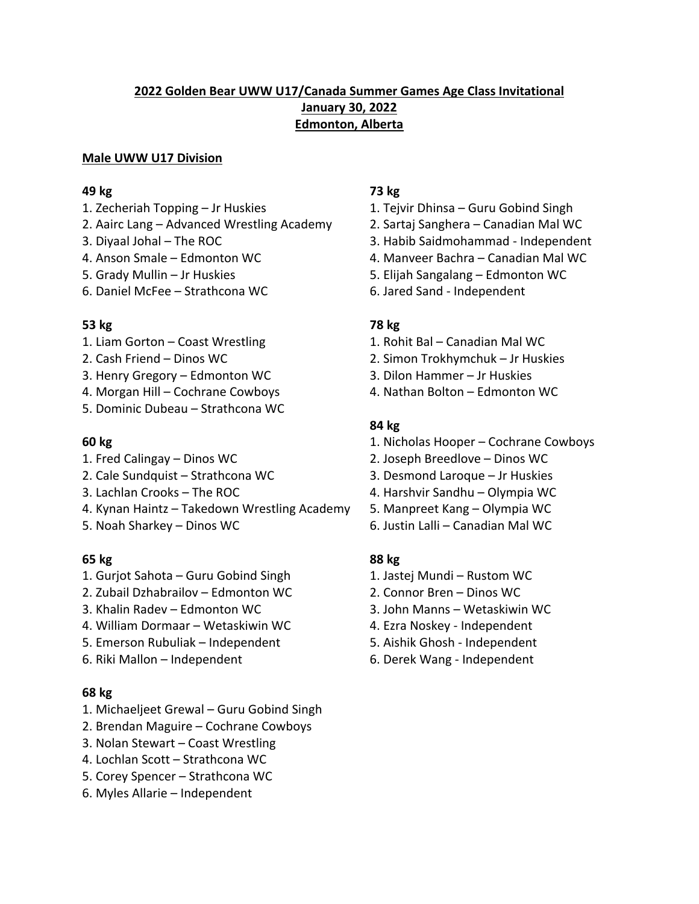**2022 Golden Bear UWW U17/Canada Summer Games Age Class Invitational**
**January 30, 2022**
**Edmonton, Alberta**

**Male UWW U17 Division**

**49 kg**
1. Zecheriah Topping – Jr Huskies
2. Aairc Lang – Advanced Wrestling Academy
3. Diyaal Johal – The ROC
4. Anson Smale – Edmonton WC
5. Grady Mullin – Jr Huskies
6. Daniel McFee – Strathcona WC

**53 kg**
1. Liam Gorton – Coast Wrestling
2. Cash Friend – Dinos WC
3. Henry Gregory – Edmonton WC
4. Morgan Hill – Cochrane Cowboys
5. Dominic Dubeau – Strathcona WC

**60 kg**
1. Fred Calingay – Dinos WC
2. Cale Sundquist – Strathcona WC
3. Lachlan Crooks – The ROC
4. Kynan Haintz – Takedown Wrestling Academy
5. Noah Sharkey – Dinos WC

**65 kg**
1. Gurjot Sahota – Guru Gobind Singh
2. Zubail Dzhabrailov – Edmonton WC
3. Khalin Radev – Edmonton WC
4. William Dormaar – Wetaskiwin WC
5. Emerson Rubuliak – Independent
6. Riki Mallon – Independent

**68 kg**
1. Michaeljeet Grewal – Guru Gobind Singh
2. Brendan Maguire – Cochrane Cowboys
3. Nolan Stewart – Coast Wrestling
4. Lochlan Scott – Strathcona WC
5. Corey Spencer – Strathcona WC
6. Myles Allarie – Independent

**73 kg**
1. Tejvir Dhinsa – Guru Gobind Singh
2. Sartaj Sanghera – Canadian Mal WC
3. Habib Saidmohammad - Independent
4. Manveer Bachra – Canadian Mal WC
5. Elijah Sangalang – Edmonton WC
6. Jared Sand - Independent

**78 kg**
1. Rohit Bal – Canadian Mal WC
2. Simon Trokhymchuk – Jr Huskies
3. Dilon Hammer – Jr Huskies
4. Nathan Bolton – Edmonton WC

**84 kg**
1. Nicholas Hooper – Cochrane Cowboys
2. Joseph Breedlove – Dinos WC
3. Desmond Laroque – Jr Huskies
4. Harshvir Sandhu – Olympia WC
5. Manpreet Kang – Olympia WC
6. Justin Lalli – Canadian Mal WC

**88 kg**
1. Jastej Mundi – Rustom WC
2. Connor Bren – Dinos WC
3. John Manns – Wetaskiwin WC
4. Ezra Noskey - Independent
5. Aishik Ghosh - Independent
6. Derek Wang - Independent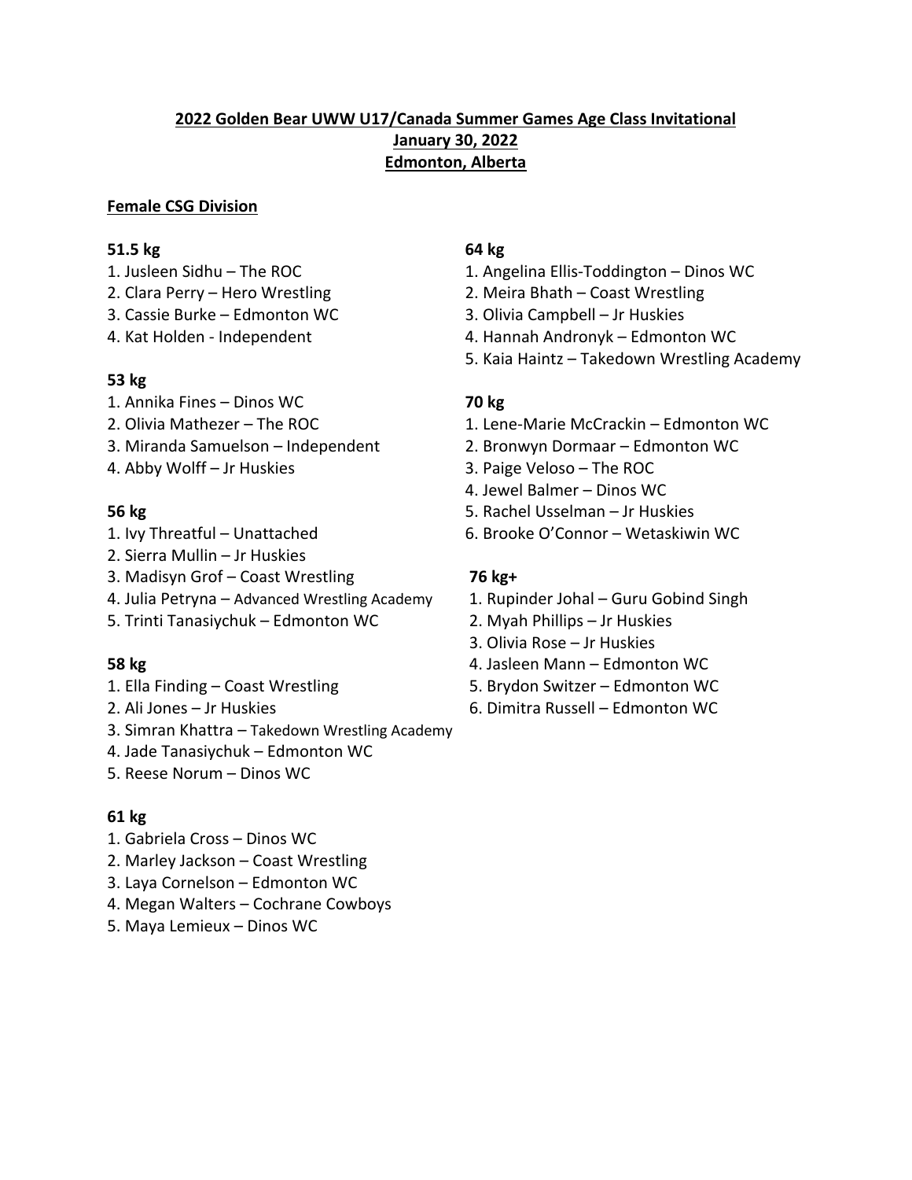**2022 Golden Bear UWW U17/Canada Summer Games Age Class Invitational**
**January 30, 2022**
**Edmonton, Alberta**

## Female CSG Division

### 51.5 kg
1. Jusleen Sidhu – The ROC
2. Clara Perry – Hero Wrestling
3. Cassie Burke – Edmonton WC
4. Kat Holden - Independent

### 53 kg
1. Annika Fines – Dinos WC
2. Olivia Mathezer – The ROC
3. Miranda Samuelson – Independent
4. Abby Wolff – Jr Huskies

### 56 kg
1. Ivy Threatful – Unattached
2. Sierra Mullin – Jr Huskies
3. Madisyn Grof – Coast Wrestling
4. Julia Petryna – Advanced Wrestling Academy
5. Trinti Tanasiychuk – Edmonton WC

### 58 kg
1. Ella Finding – Coast Wrestling
2. Ali Jones – Jr Huskies
3. Simran Khattra – Takedown Wrestling Academy
4. Jade Tanasiychuk – Edmonton WC
5. Reese Norum – Dinos WC

### 61 kg
1. Gabriela Cross – Dinos WC
2. Marley Jackson – Coast Wrestling
3. Laya Cornelson – Edmonton WC
4. Megan Walters – Cochrane Cowboys
5. Maya Lemieux – Dinos WC

### 64 kg
1. Angelina Ellis-Toddington – Dinos WC
2. Meira Bhath – Coast Wrestling
3. Olivia Campbell – Jr Huskies
4. Hannah Andronyk – Edmonton WC
5. Kaia Haintz – Takedown Wrestling Academy

### 70 kg
1. Lene-Marie McCrackin – Edmonton WC
2. Bronwyn Dormaar – Edmonton WC
3. Paige Veloso – The ROC
4. Jewel Balmer – Dinos WC
5. Rachel Usselman – Jr Huskies
6. Brooke O'Connor – Wetaskiwin WC

### 76 kg+
1. Rupinder Johal – Guru Gobind Singh
2. Myah Phillips – Jr Huskies
3. Olivia Rose – Jr Huskies
4. Jasleen Mann – Edmonton WC
5. Brydon Switzer – Edmonton WC
6. Dimitra Russell – Edmonton WC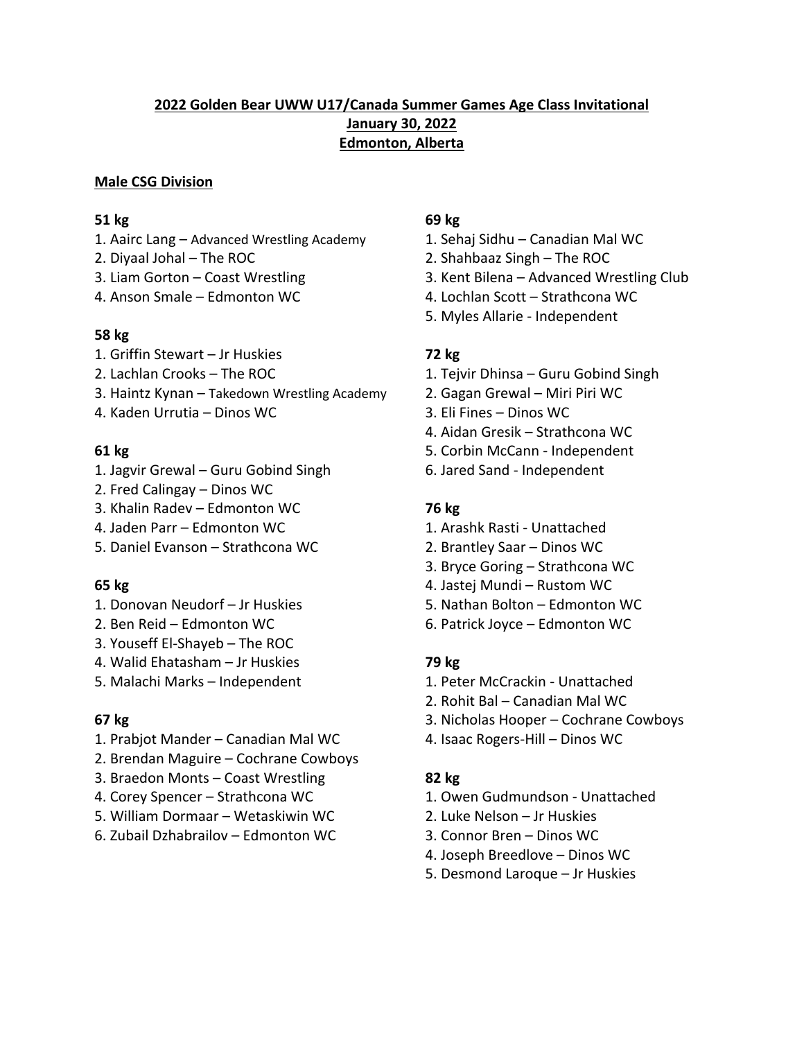**2022 Golden Bear UWW U17/Canada Summer Games Age Class Invitational**
**January 30, 2022**
**Edmonton, Alberta**

**Male CSG Division**

**51 kg**

1. Aairc Lang – Advanced Wrestling Academy
2. Diyaal Johal – The ROC
3. Liam Gorton – Coast Wrestling
4. Anson Smale – Edmonton WC

**58 kg**

1. Griffin Stewart – Jr Huskies
2. Lachlan Crooks – The ROC
3. Haintz Kynan – Takedown Wrestling Academy
4. Kaden Urrutia – Dinos WC

**61 kg**

1. Jagvir Grewal – Guru Gobind Singh
2. Fred Calingay – Dinos WC
3. Khalin Radev – Edmonton WC
4. Jaden Parr – Edmonton WC
5. Daniel Evanson – Strathcona WC

**65 kg**

1. Donovan Neudorf – Jr Huskies
2. Ben Reid – Edmonton WC
3. Youseff El-Shayeb – The ROC
4. Walid Ehatasham – Jr Huskies
5. Malachi Marks – Independent

**67 kg**

1. Prabjot Mander – Canadian Mal WC
2. Brendan Maguire – Cochrane Cowboys
3. Braedon Monts – Coast Wrestling
4. Corey Spencer – Strathcona WC
5. William Dormaar – Wetaskiwin WC
6. Zubail Dzhabrailov – Edmonton WC

**69 kg**

1. Sehaj Sidhu – Canadian Mal WC
2. Shahbaaz Singh – The ROC
3. Kent Bilena – Advanced Wrestling Club
4. Lochlan Scott – Strathcona WC
5. Myles Allarie - Independent

**72 kg**

1. Tejvir Dhinsa – Guru Gobind Singh
2. Gagan Grewal – Miri Piri WC
3. Eli Fines – Dinos WC
4. Aidan Gresik – Strathcona WC
5. Corbin McCann - Independent
6. Jared Sand - Independent

**76 kg**

1. Arashk Rasti - Unattached
2. Brantley Saar – Dinos WC
3. Bryce Goring – Strathcona WC
4. Jastej Mundi – Rustom WC
5. Nathan Bolton – Edmonton WC
6. Patrick Joyce – Edmonton WC

**79 kg**

1. Peter McCrackin - Unattached
2. Rohit Bal – Canadian Mal WC
3. Nicholas Hooper – Cochrane Cowboys
4. Isaac Rogers-Hill – Dinos WC

**82 kg**

1. Owen Gudmundson - Unattached
2. Luke Nelson – Jr Huskies
3. Connor Bren – Dinos WC
4. Joseph Breedlove – Dinos WC
5. Desmond Laroque – Jr Huskies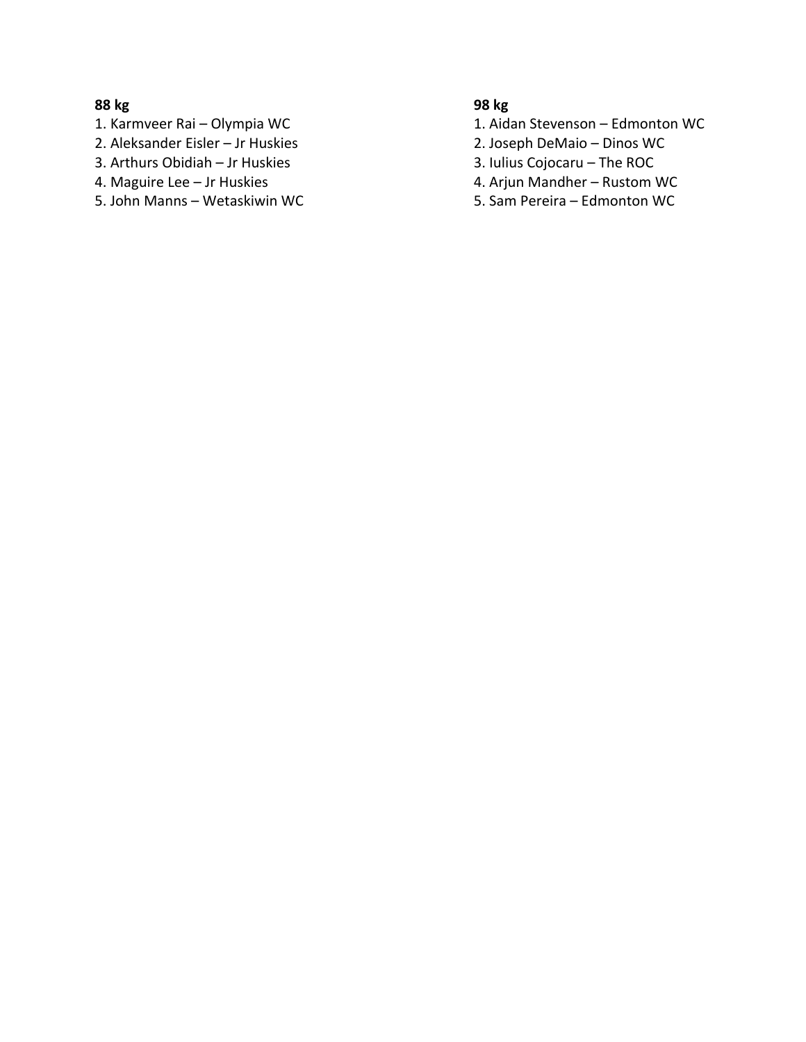**88 kg**

1. Karmveer Rai – Olympia WC
2. Aleksander Eisler – Jr Huskies
3. Arthurs Obidiah – Jr Huskies
4. Maguire Lee – Jr Huskies
5. John Manns – Wetaskiwin WC

**98 kg**

1. Aidan Stevenson – Edmonton WC
2. Joseph DeMaio – Dinos WC
3. Iulius Cojocaru – The ROC
4. Arjun Mandher – Rustom WC
5. Sam Pereira – Edmonton WC